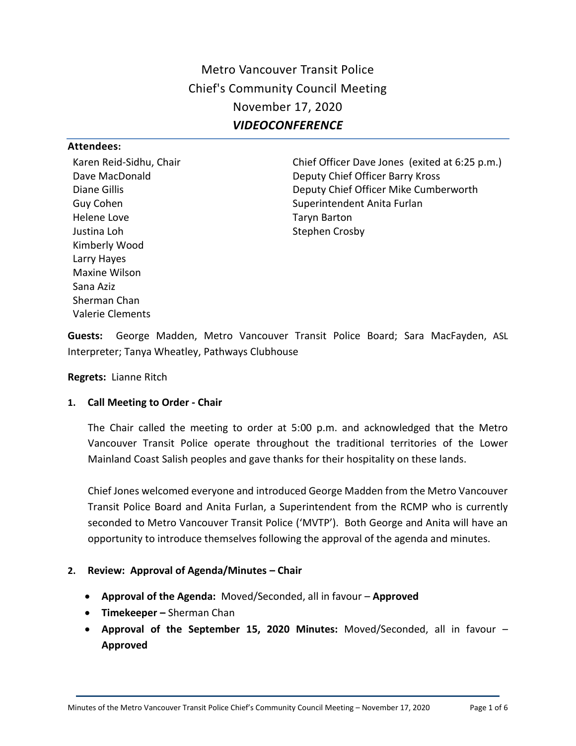# Metro Vancouver Transit Police
# Chief's Community Council Meeting
# November 17, 2020
# ***VIDEOCONFERENCE***

**Attendees:**

Karen Reid-Sidhu, Chair
Dave MacDonald
Diane Gillis
Guy Cohen
Helene Love
Justina Loh
Kimberly Wood
Larry Hayes
Maxine Wilson
Sana Aziz
Sherman Chan
Valerie Clements

Chief Officer Dave Jones (exited at 6:25 p.m.)
Deputy Chief Officer Barry Kross
Deputy Chief Officer Mike Cumberworth
Superintendent Anita Furlan
Taryn Barton
Stephen Crosby

**Guests:** George Madden, Metro Vancouver Transit Police Board; Sara MacFayden, ASL Interpreter; Tanya Wheatley, Pathways Clubhouse

**Regrets:** Lianne Ritch

**1. Call Meeting to Order - Chair**

The Chair called the meeting to order at 5:00 p.m. and acknowledged that the Metro Vancouver Transit Police operate throughout the traditional territories of the Lower Mainland Coast Salish peoples and gave thanks for their hospitality on these lands.

Chief Jones welcomed everyone and introduced George Madden from the Metro Vancouver Transit Police Board and Anita Furlan, a Superintendent from the RCMP who is currently seconded to Metro Vancouver Transit Police ('MVTP'). Both George and Anita will have an opportunity to introduce themselves following the approval of the agenda and minutes.

**2. Review: Approval of Agenda/Minutes – Chair**

- **Approval of the Agenda:** Moved/Seconded, all in favour – **Approved**
- **Timekeeper –** Sherman Chan
- **Approval of the September 15, 2020 Minutes:** Moved/Seconded, all in favour – **Approved**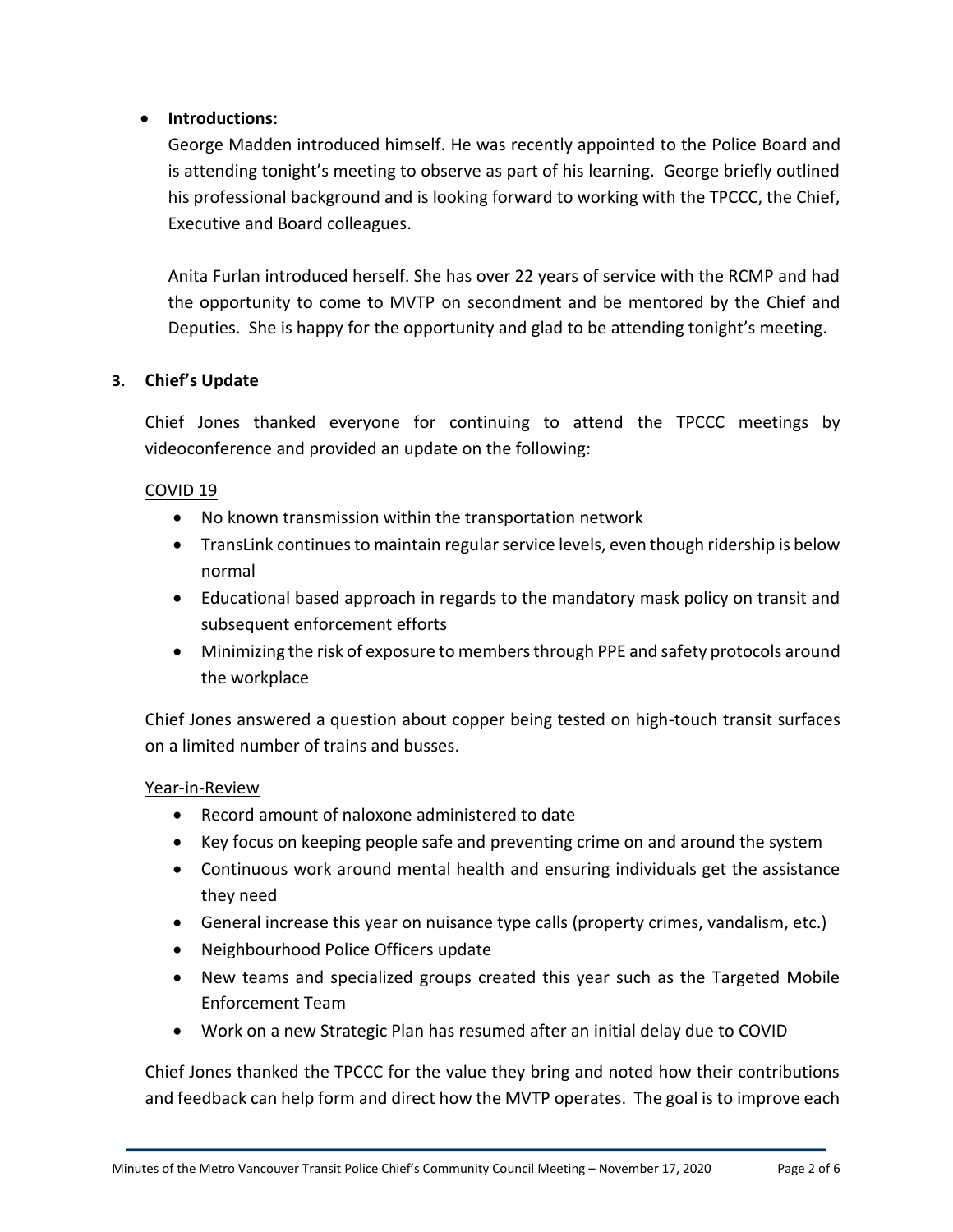- **Introductions:**

  George Madden introduced himself. He was recently appointed to the Police Board and is attending tonight's meeting to observe as part of his learning. George briefly outlined his professional background and is looking forward to working with the TPCCC, the Chief, Executive and Board colleagues.

  Anita Furlan introduced herself. She has over 22 years of service with the RCMP and had the opportunity to come to MVTP on secondment and be mentored by the Chief and Deputies. She is happy for the opportunity and glad to be attending tonight's meeting.

## 3. Chief's Update

Chief Jones thanked everyone for continuing to attend the TPCCC meetings by videoconference and provided an update on the following:

<u>COVID 19</u>

- No known transmission within the transportation network
- TransLink continues to maintain regular service levels, even though ridership is below normal
- Educational based approach in regards to the mandatory mask policy on transit and subsequent enforcement efforts
- Minimizing the risk of exposure to members through PPE and safety protocols around the workplace

Chief Jones answered a question about copper being tested on high-touch transit surfaces on a limited number of trains and busses.

<u>Year-in-Review</u>

- Record amount of naloxone administered to date
- Key focus on keeping people safe and preventing crime on and around the system
- Continuous work around mental health and ensuring individuals get the assistance they need
- General increase this year on nuisance type calls (property crimes, vandalism, etc.)
- Neighbourhood Police Officers update
- New teams and specialized groups created this year such as the Targeted Mobile Enforcement Team
- Work on a new Strategic Plan has resumed after an initial delay due to COVID

Chief Jones thanked the TPCCC for the value they bring and noted how their contributions and feedback can help form and direct how the MVTP operates. The goal is to improve each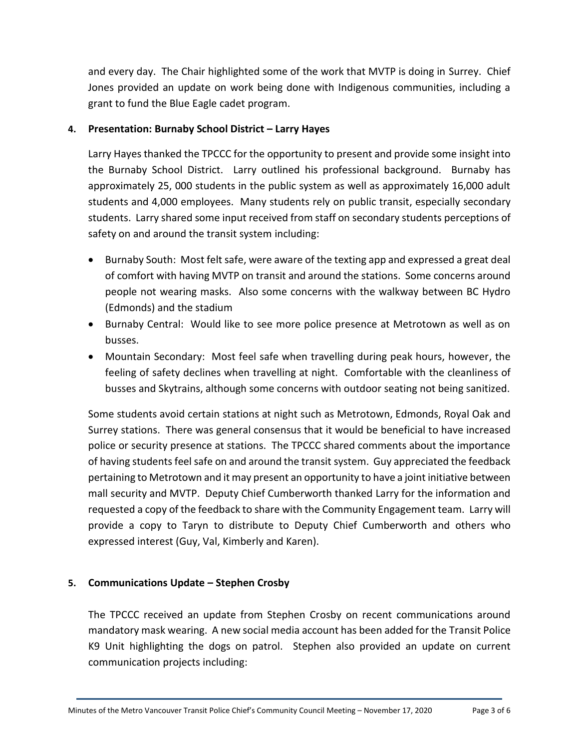and every day. The Chair highlighted some of the work that MVTP is doing in Surrey. Chief Jones provided an update on work being done with Indigenous communities, including a grant to fund the Blue Eagle cadet program.

**4. Presentation: Burnaby School District – Larry Hayes**

Larry Hayes thanked the TPCCC for the opportunity to present and provide some insight into the Burnaby School District. Larry outlined his professional background. Burnaby has approximately 25, 000 students in the public system as well as approximately 16,000 adult students and 4,000 employees. Many students rely on public transit, especially secondary students. Larry shared some input received from staff on secondary students perceptions of safety on and around the transit system including:

- Burnaby South: Most felt safe, were aware of the texting app and expressed a great deal of comfort with having MVTP on transit and around the stations. Some concerns around people not wearing masks. Also some concerns with the walkway between BC Hydro (Edmonds) and the stadium
- Burnaby Central: Would like to see more police presence at Metrotown as well as on busses.
- Mountain Secondary: Most feel safe when travelling during peak hours, however, the feeling of safety declines when travelling at night. Comfortable with the cleanliness of busses and Skytrains, although some concerns with outdoor seating not being sanitized.

Some students avoid certain stations at night such as Metrotown, Edmonds, Royal Oak and Surrey stations. There was general consensus that it would be beneficial to have increased police or security presence at stations. The TPCCC shared comments about the importance of having students feel safe on and around the transit system. Guy appreciated the feedback pertaining to Metrotown and it may present an opportunity to have a joint initiative between mall security and MVTP. Deputy Chief Cumberworth thanked Larry for the information and requested a copy of the feedback to share with the Community Engagement team. Larry will provide a copy to Taryn to distribute to Deputy Chief Cumberworth and others who expressed interest (Guy, Val, Kimberly and Karen).

**5. Communications Update – Stephen Crosby**

The TPCCC received an update from Stephen Crosby on recent communications around mandatory mask wearing. A new social media account has been added for the Transit Police K9 Unit highlighting the dogs on patrol. Stephen also provided an update on current communication projects including: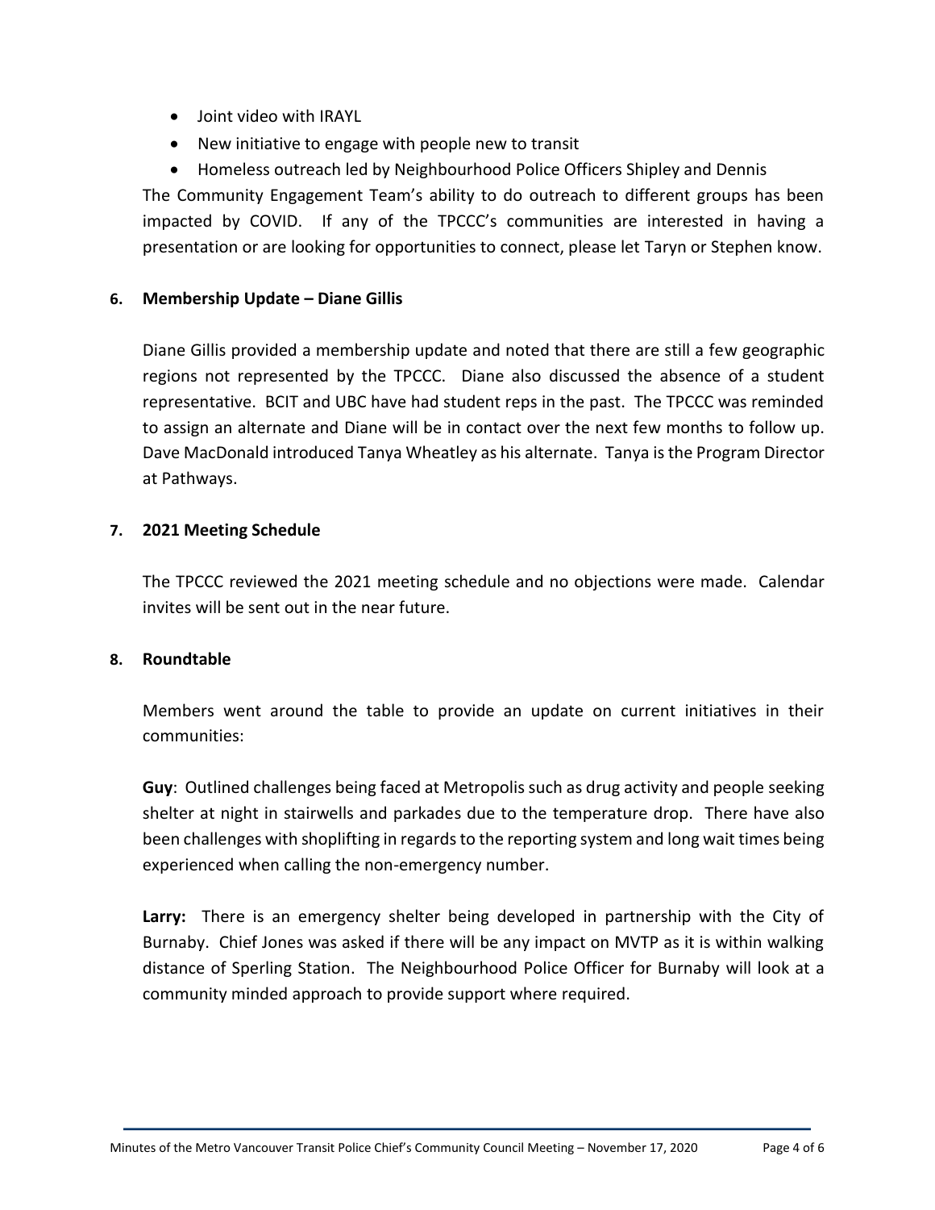- Joint video with IRAYL
- New initiative to engage with people new to transit
- Homeless outreach led by Neighbourhood Police Officers Shipley and Dennis

The Community Engagement Team's ability to do outreach to different groups has been impacted by COVID. If any of the TPCCC's communities are interested in having a presentation or are looking for opportunities to connect, please let Taryn or Stephen know.

## 6. Membership Update – Diane Gillis

Diane Gillis provided a membership update and noted that there are still a few geographic regions not represented by the TPCCC. Diane also discussed the absence of a student representative. BCIT and UBC have had student reps in the past. The TPCCC was reminded to assign an alternate and Diane will be in contact over the next few months to follow up. Dave MacDonald introduced Tanya Wheatley as his alternate. Tanya is the Program Director at Pathways.

## 7. 2021 Meeting Schedule

The TPCCC reviewed the 2021 meeting schedule and no objections were made. Calendar invites will be sent out in the near future.

## 8. Roundtable

Members went around the table to provide an update on current initiatives in their communities:

**Guy**: Outlined challenges being faced at Metropolis such as drug activity and people seeking shelter at night in stairwells and parkades due to the temperature drop. There have also been challenges with shoplifting in regards to the reporting system and long wait times being experienced when calling the non-emergency number.

**Larry:** There is an emergency shelter being developed in partnership with the City of Burnaby. Chief Jones was asked if there will be any impact on MVTP as it is within walking distance of Sperling Station. The Neighbourhood Police Officer for Burnaby will look at a community minded approach to provide support where required.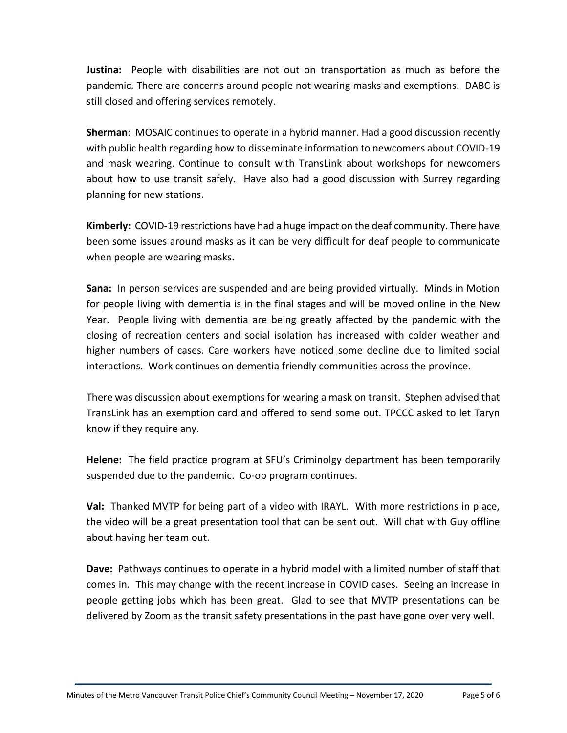**Justina:** People with disabilities are not out on transportation as much as before the pandemic. There are concerns around people not wearing masks and exemptions. DABC is still closed and offering services remotely.

**Sherman**: MOSAIC continues to operate in a hybrid manner. Had a good discussion recently with public health regarding how to disseminate information to newcomers about COVID-19 and mask wearing. Continue to consult with TransLink about workshops for newcomers about how to use transit safely. Have also had a good discussion with Surrey regarding planning for new stations.

**Kimberly:** COVID-19 restrictions have had a huge impact on the deaf community. There have been some issues around masks as it can be very difficult for deaf people to communicate when people are wearing masks.

**Sana:** In person services are suspended and are being provided virtually. Minds in Motion for people living with dementia is in the final stages and will be moved online in the New Year. People living with dementia are being greatly affected by the pandemic with the closing of recreation centers and social isolation has increased with colder weather and higher numbers of cases. Care workers have noticed some decline due to limited social interactions. Work continues on dementia friendly communities across the province.

There was discussion about exemptions for wearing a mask on transit. Stephen advised that TransLink has an exemption card and offered to send some out. TPCCC asked to let Taryn know if they require any.

**Helene:** The field practice program at SFU's Criminolgy department has been temporarily suspended due to the pandemic. Co-op program continues.

**Val:** Thanked MVTP for being part of a video with IRAYL. With more restrictions in place, the video will be a great presentation tool that can be sent out. Will chat with Guy offline about having her team out.

**Dave:** Pathways continues to operate in a hybrid model with a limited number of staff that comes in. This may change with the recent increase in COVID cases. Seeing an increase in people getting jobs which has been great. Glad to see that MVTP presentations can be delivered by Zoom as the transit safety presentations in the past have gone over very well.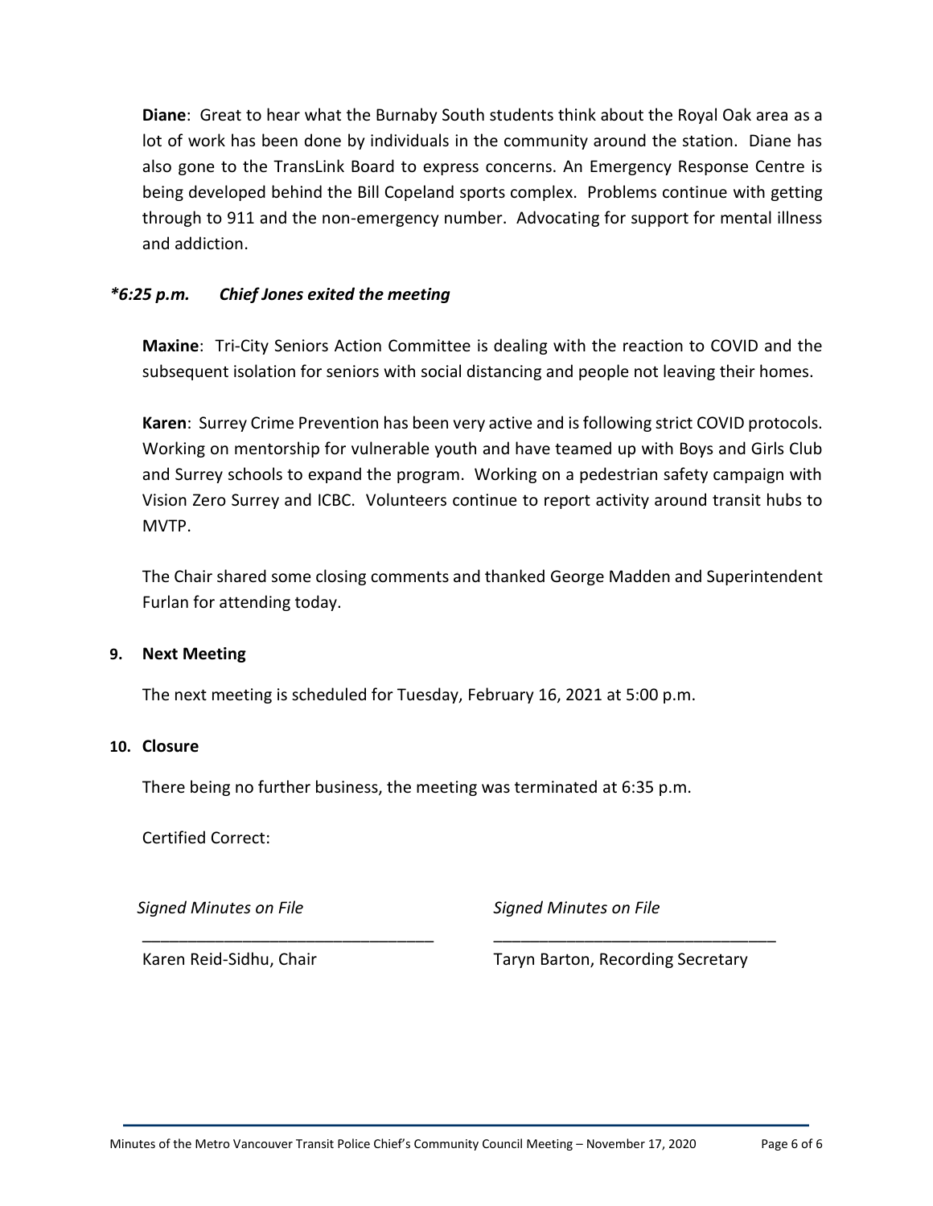**Diane**: Great to hear what the Burnaby South students think about the Royal Oak area as a lot of work has been done by individuals in the community around the station. Diane has also gone to the TransLink Board to express concerns. An Emergency Response Centre is being developed behind the Bill Copeland sports complex. Problems continue with getting through to 911 and the non-emergency number. Advocating for support for mental illness and addiction.

***6:25 p.m. Chief Jones exited the meeting***

**Maxine**: Tri-City Seniors Action Committee is dealing with the reaction to COVID and the subsequent isolation for seniors with social distancing and people not leaving their homes.

**Karen**: Surrey Crime Prevention has been very active and is following strict COVID protocols. Working on mentorship for vulnerable youth and have teamed up with Boys and Girls Club and Surrey schools to expand the program. Working on a pedestrian safety campaign with Vision Zero Surrey and ICBC. Volunteers continue to report activity around transit hubs to MVTP.

The Chair shared some closing comments and thanked George Madden and Superintendent Furlan for attending today.

**9. Next Meeting**

The next meeting is scheduled for Tuesday, February 16, 2021 at 5:00 p.m.

**10. Closure**

There being no further business, the meeting was terminated at 6:35 p.m.

Certified Correct:

*Signed Minutes on File*
\_\_\_\_\_\_\_\_\_\_\_\_\_\_\_\_\_\_\_\_\_\_\_\_\_\_\_\_\_\_\_\_
Karen Reid-Sidhu, Chair

*Signed Minutes on File*
\_\_\_\_\_\_\_\_\_\_\_\_\_\_\_\_\_\_\_\_\_\_\_\_\_\_\_\_\_\_\_\_
Taryn Barton, Recording Secretary